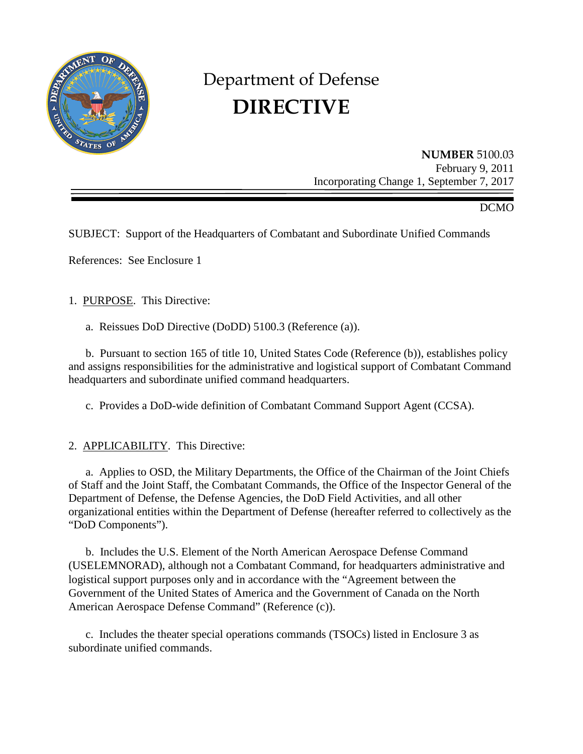# Department of Defense

# DIRECTIVE

**NUMBER** 5100.03
February 9, 2011
Incorporating Change 1, September 7, 2017

DCMO

SUBJECT: Support of the Headquarters of Combatant and Subordinate Unified Commands

References: See Enclosure 1

1. PURPOSE. This Directive:

   a. Reissues DoD Directive (DoDD) 5100.3 (Reference (a)).

   b. Pursuant to section 165 of title 10, United States Code (Reference (b)), establishes policy and assigns responsibilities for the administrative and logistical support of Combatant Command headquarters and subordinate unified command headquarters.

   c. Provides a DoD-wide definition of Combatant Command Support Agent (CCSA).

2. APPLICABILITY. This Directive:

   a. Applies to OSD, the Military Departments, the Office of the Chairman of the Joint Chiefs of Staff and the Joint Staff, the Combatant Commands, the Office of the Inspector General of the Department of Defense, the Defense Agencies, the DoD Field Activities, and all other organizational entities within the Department of Defense (hereafter referred to collectively as the "DoD Components").

   b. Includes the U.S. Element of the North American Aerospace Defense Command (USELEMNORAD), although not a Combatant Command, for headquarters administrative and logistical support purposes only and in accordance with the "Agreement between the Government of the United States of America and the Government of Canada on the North American Aerospace Defense Command" (Reference (c)).

   c. Includes the theater special operations commands (TSOCs) listed in Enclosure 3 as subordinate unified commands.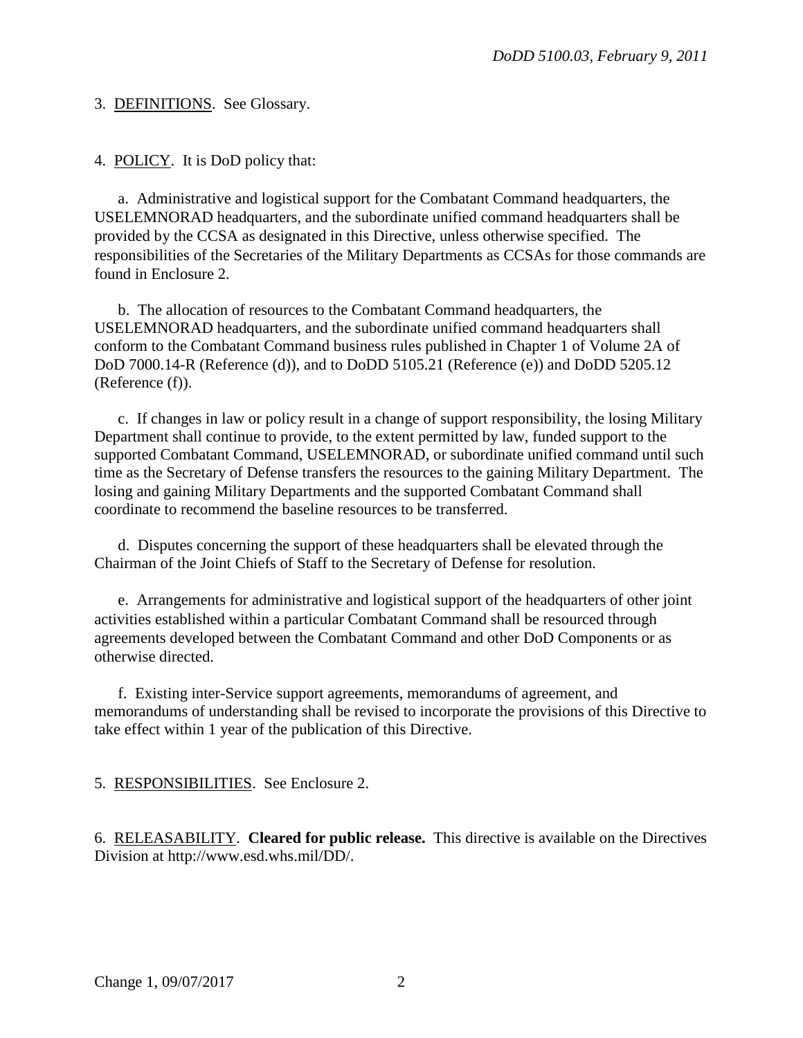3. DEFINITIONS. See Glossary.

4. POLICY. It is DoD policy that:

a. Administrative and logistical support for the Combatant Command headquarters, the USELEMNORAD headquarters, and the subordinate unified command headquarters shall be provided by the CCSA as designated in this Directive, unless otherwise specified. The responsibilities of the Secretaries of the Military Departments as CCSAs for those commands are found in Enclosure 2.

b. The allocation of resources to the Combatant Command headquarters, the USELEMNORAD headquarters, and the subordinate unified command headquarters shall conform to the Combatant Command business rules published in Chapter 1 of Volume 2A of DoD 7000.14-R (Reference (d)), and to DoDD 5105.21 (Reference (e)) and DoDD 5205.12 (Reference (f)).

c. If changes in law or policy result in a change of support responsibility, the losing Military Department shall continue to provide, to the extent permitted by law, funded support to the supported Combatant Command, USELEMNORAD, or subordinate unified command until such time as the Secretary of Defense transfers the resources to the gaining Military Department. The losing and gaining Military Departments and the supported Combatant Command shall coordinate to recommend the baseline resources to be transferred.

d. Disputes concerning the support of these headquarters shall be elevated through the Chairman of the Joint Chiefs of Staff to the Secretary of Defense for resolution.

e. Arrangements for administrative and logistical support of the headquarters of other joint activities established within a particular Combatant Command shall be resourced through agreements developed between the Combatant Command and other DoD Components or as otherwise directed.

f. Existing inter-Service support agreements, memorandums of agreement, and memorandums of understanding shall be revised to incorporate the provisions of this Directive to take effect within 1 year of the publication of this Directive.

5. RESPONSIBILITIES. See Enclosure 2.

6. RELEASABILITY. **Cleared for public release.** This directive is available on the Directives Division at http://www.esd.whs.mil/DD/.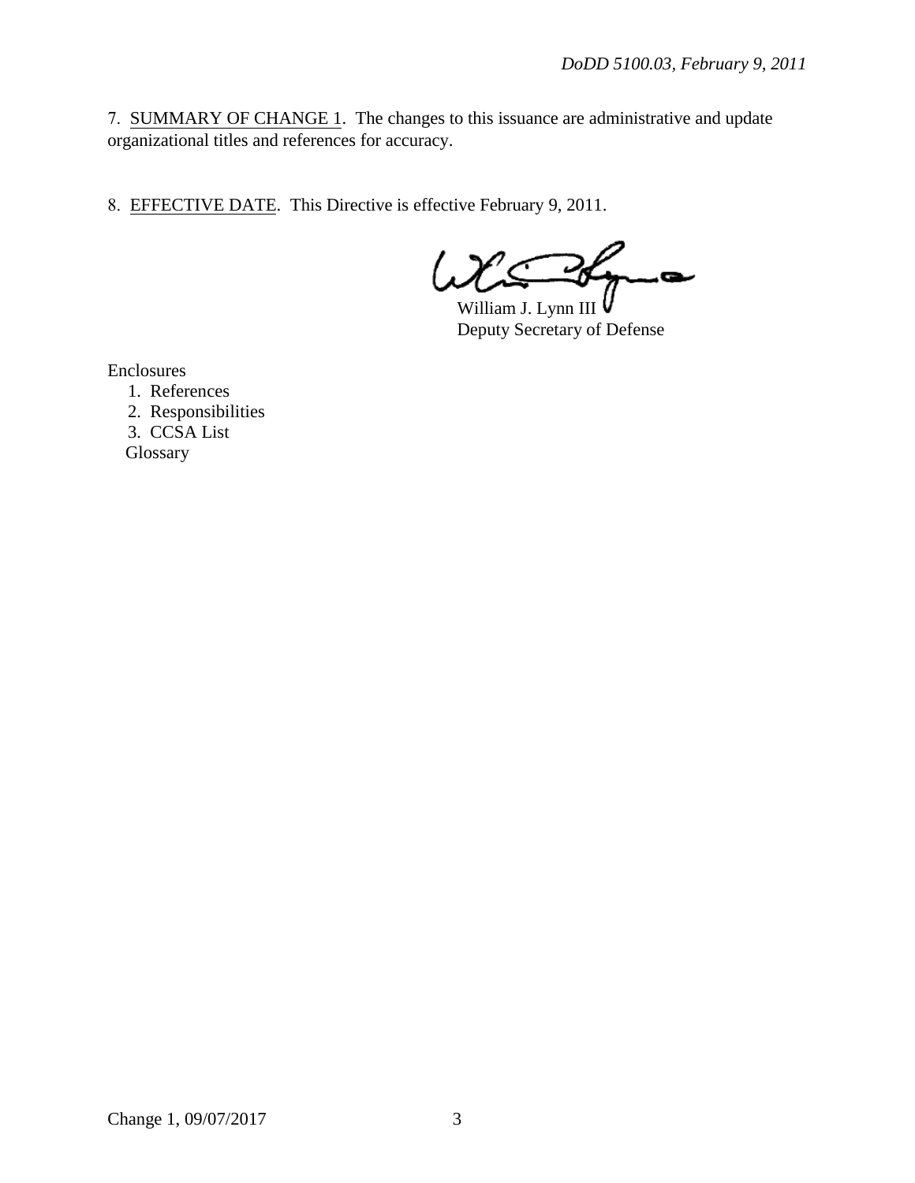7. SUMMARY OF CHANGE 1. The changes to this issuance are administrative and update organizational titles and references for accuracy.

8. EFFECTIVE DATE. This Directive is effective February 9, 2011.

William J. Lynn III
Deputy Secretary of Defense

Enclosures
1. References
2. Responsibilities
3. CCSA List
Glossary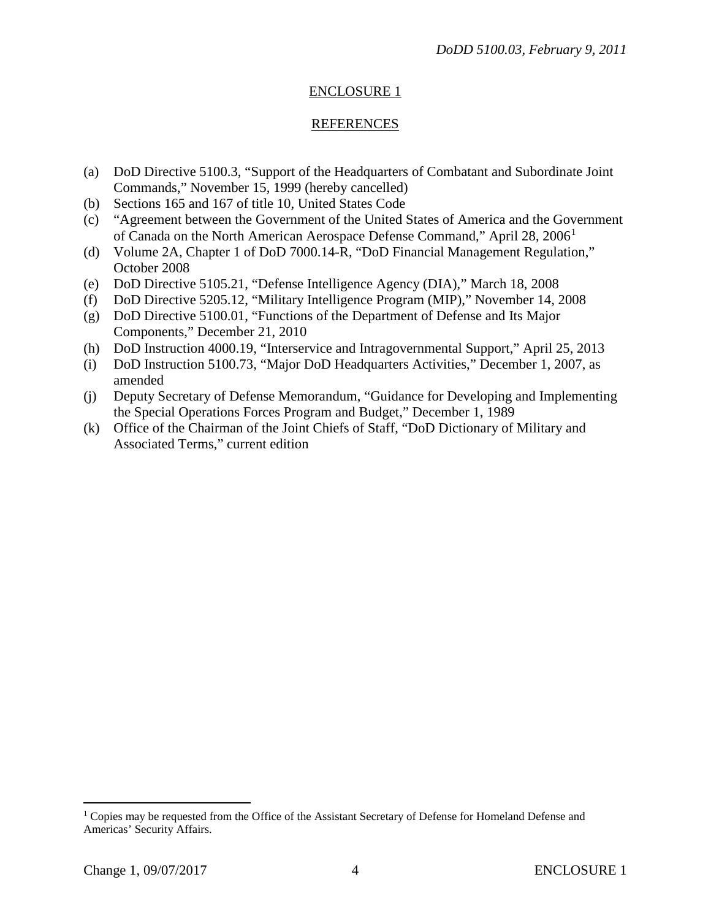## ENCLOSURE 1

## REFERENCES

(a) DoD Directive 5100.3, "Support of the Headquarters of Combatant and Subordinate Joint Commands," November 15, 1999 (hereby cancelled)
(b) Sections 165 and 167 of title 10, United States Code
(c) "Agreement between the Government of the United States of America and the Government of Canada on the North American Aerospace Defense Command," April 28, 2006[1]
(d) Volume 2A, Chapter 1 of DoD 7000.14-R, "DoD Financial Management Regulation," October 2008
(e) DoD Directive 5105.21, "Defense Intelligence Agency (DIA)," March 18, 2008
(f) DoD Directive 5205.12, "Military Intelligence Program (MIP)," November 14, 2008
(g) DoD Directive 5100.01, "Functions of the Department of Defense and Its Major Components," December 21, 2010
(h) DoD Instruction 4000.19, "Interservice and Intragovernmental Support," April 25, 2013
(i) DoD Instruction 5100.73, "Major DoD Headquarters Activities," December 1, 2007, as amended
(j) Deputy Secretary of Defense Memorandum, "Guidance for Developing and Implementing the Special Operations Forces Program and Budget," December 1, 1989
(k) Office of the Chairman of the Joint Chiefs of Staff, "DoD Dictionary of Military and Associated Terms," current edition

---

[1] Copies may be requested from the Office of the Assistant Secretary of Defense for Homeland Defense and Americas' Security Affairs.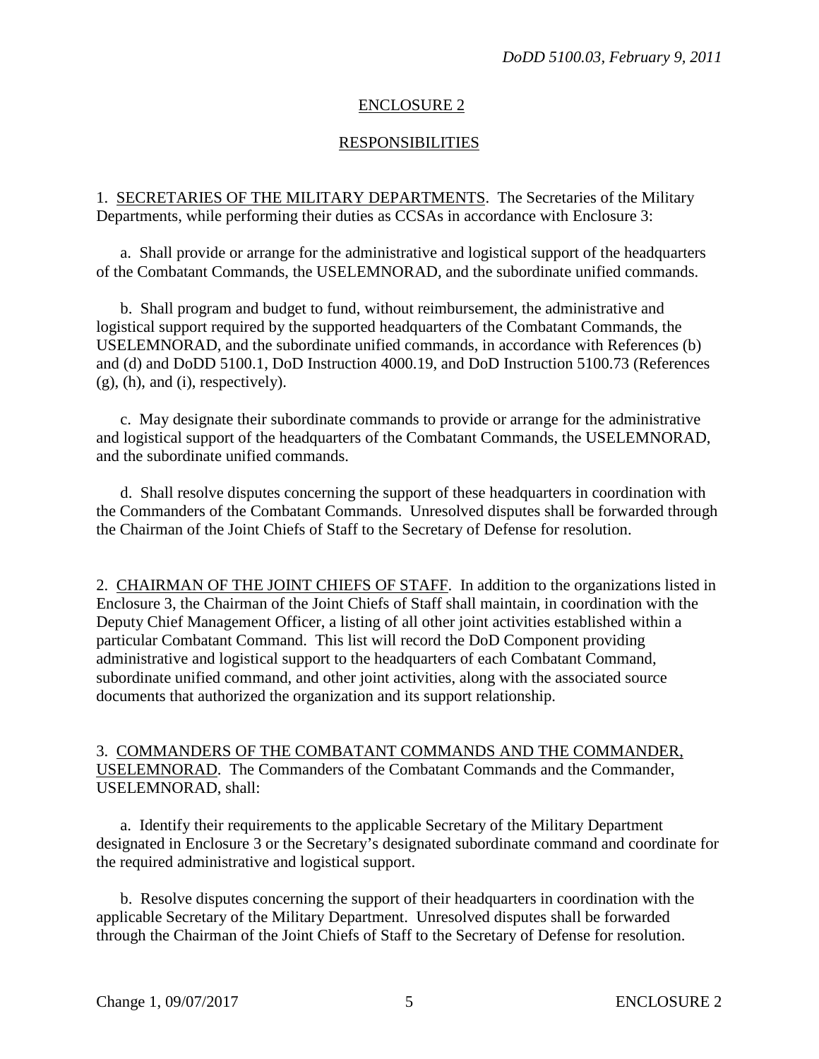## ENCLOSURE 2

## RESPONSIBILITIES

1. SECRETARIES OF THE MILITARY DEPARTMENTS. The Secretaries of the Military Departments, while performing their duties as CCSAs in accordance with Enclosure 3:

a. Shall provide or arrange for the administrative and logistical support of the headquarters of the Combatant Commands, the USELEMNORAD, and the subordinate unified commands.

b. Shall program and budget to fund, without reimbursement, the administrative and logistical support required by the supported headquarters of the Combatant Commands, the USELEMNORAD, and the subordinate unified commands, in accordance with References (b) and (d) and DoDD 5100.1, DoD Instruction 4000.19, and DoD Instruction 5100.73 (References (g), (h), and (i), respectively).

c. May designate their subordinate commands to provide or arrange for the administrative and logistical support of the headquarters of the Combatant Commands, the USELEMNORAD, and the subordinate unified commands.

d. Shall resolve disputes concerning the support of these headquarters in coordination with the Commanders of the Combatant Commands. Unresolved disputes shall be forwarded through the Chairman of the Joint Chiefs of Staff to the Secretary of Defense for resolution.

2. CHAIRMAN OF THE JOINT CHIEFS OF STAFF. In addition to the organizations listed in Enclosure 3, the Chairman of the Joint Chiefs of Staff shall maintain, in coordination with the Deputy Chief Management Officer, a listing of all other joint activities established within a particular Combatant Command. This list will record the DoD Component providing administrative and logistical support to the headquarters of each Combatant Command, subordinate unified command, and other joint activities, along with the associated source documents that authorized the organization and its support relationship.

3. COMMANDERS OF THE COMBATANT COMMANDS AND THE COMMANDER, USELEMNORAD. The Commanders of the Combatant Commands and the Commander, USELEMNORAD, shall:

a. Identify their requirements to the applicable Secretary of the Military Department designated in Enclosure 3 or the Secretary's designated subordinate command and coordinate for the required administrative and logistical support.

b. Resolve disputes concerning the support of their headquarters in coordination with the applicable Secretary of the Military Department. Unresolved disputes shall be forwarded through the Chairman of the Joint Chiefs of Staff to the Secretary of Defense for resolution.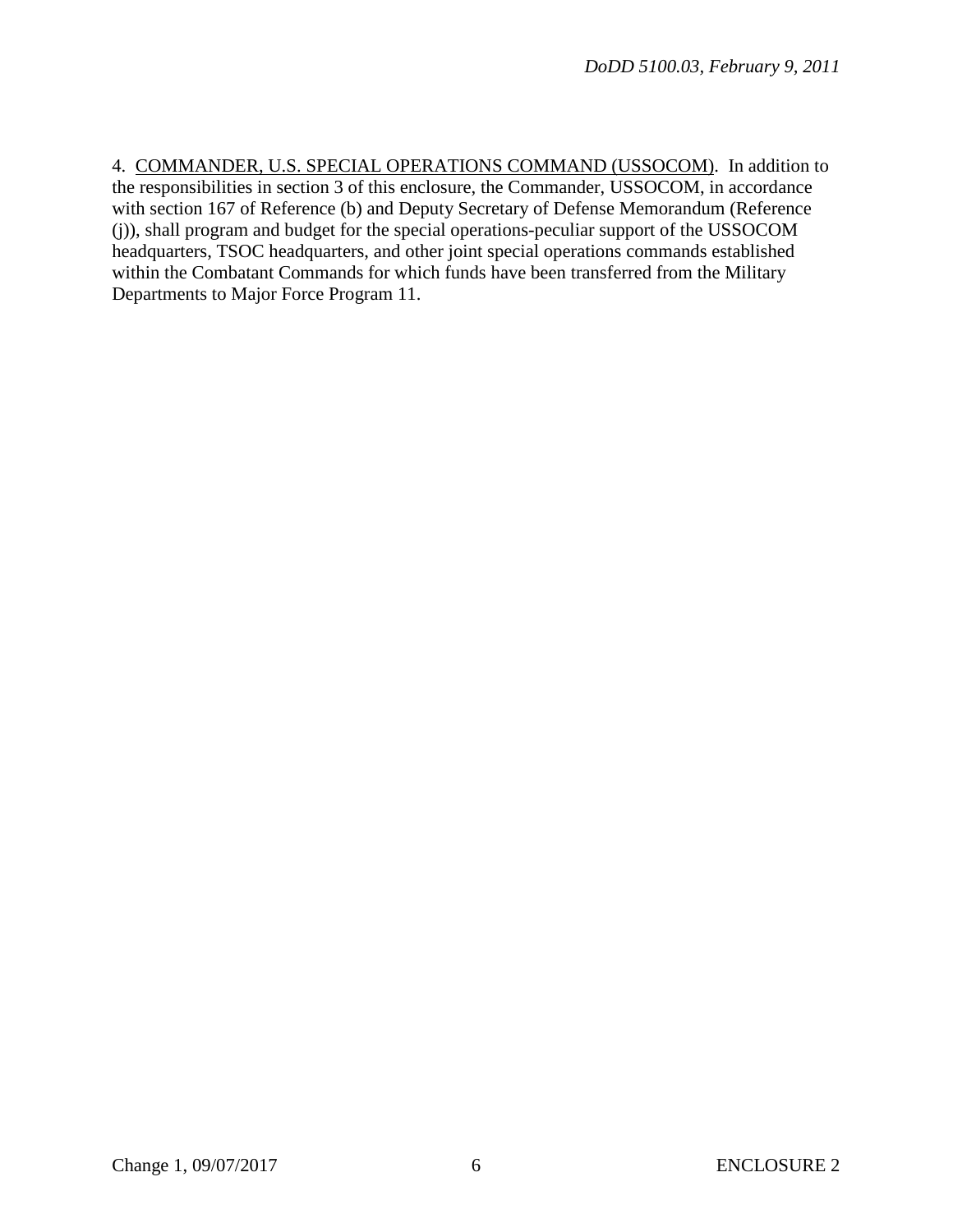4. <u>COMMANDER, U.S. SPECIAL OPERATIONS COMMAND (USSOCOM)</u>. In addition to the responsibilities in section 3 of this enclosure, the Commander, USSOCOM, in accordance with section 167 of Reference (b) and Deputy Secretary of Defense Memorandum (Reference (j)), shall program and budget for the special operations-peculiar support of the USSOCOM headquarters, TSOC headquarters, and other joint special operations commands established within the Combatant Commands for which funds have been transferred from the Military Departments to Major Force Program 11.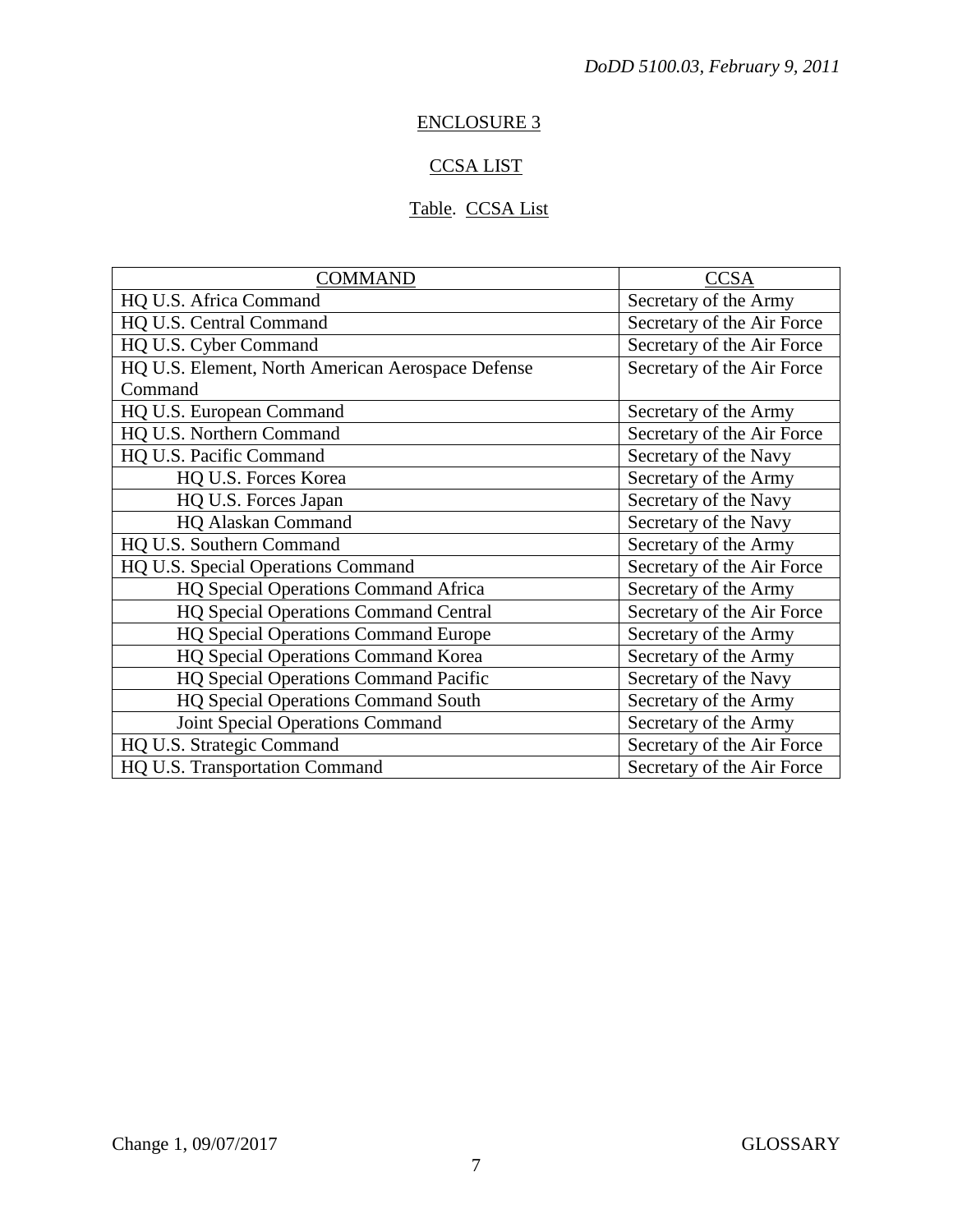## ENCLOSURE 3

## CCSA LIST

Table. CCSA List

| COMMAND | CCSA |
|---|---|
| HQ U.S. Africa Command | Secretary of the Army |
| HQ U.S. Central Command | Secretary of the Air Force |
| HQ U.S. Cyber Command | Secretary of the Air Force |
| HQ U.S. Element, North American Aerospace Defense Command | Secretary of the Air Force |
| HQ U.S. European Command | Secretary of the Army |
| HQ U.S. Northern Command | Secretary of the Air Force |
| HQ U.S. Pacific Command | Secretary of the Navy |
| HQ U.S. Forces Korea | Secretary of the Army |
| HQ U.S. Forces Japan | Secretary of the Navy |
| HQ Alaskan Command | Secretary of the Navy |
| HQ U.S. Southern Command | Secretary of the Army |
| HQ U.S. Special Operations Command | Secretary of the Air Force |
| HQ Special Operations Command Africa | Secretary of the Army |
| HQ Special Operations Command Central | Secretary of the Air Force |
| HQ Special Operations Command Europe | Secretary of the Army |
| HQ Special Operations Command Korea | Secretary of the Army |
| HQ Special Operations Command Pacific | Secretary of the Navy |
| HQ Special Operations Command South | Secretary of the Army |
| Joint Special Operations Command | Secretary of the Army |
| HQ U.S. Strategic Command | Secretary of the Air Force |
| HQ U.S. Transportation Command | Secretary of the Air Force |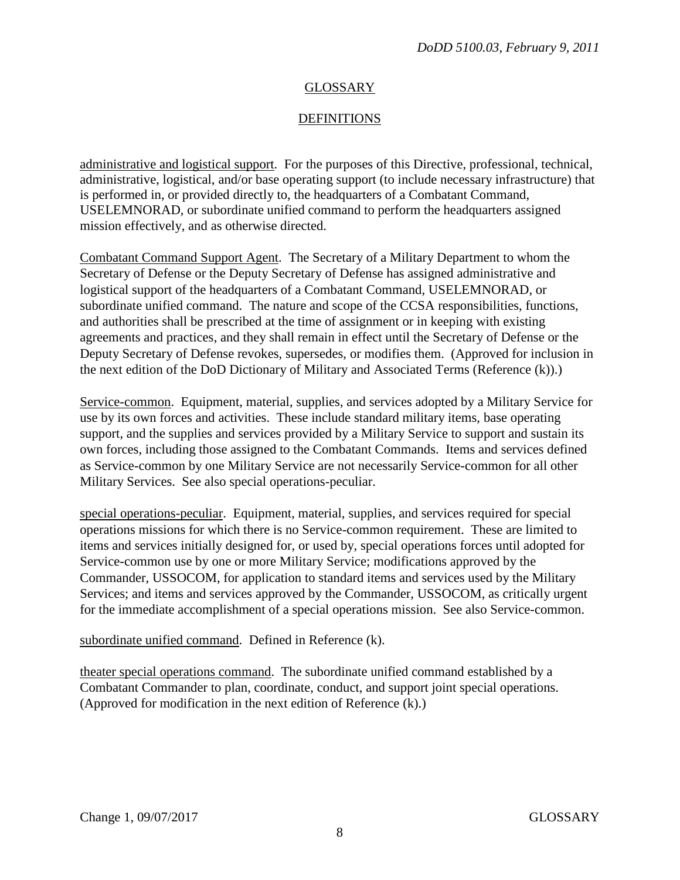## GLOSSARY

## DEFINITIONS

administrative and logistical support. For the purposes of this Directive, professional, technical, administrative, logistical, and/or base operating support (to include necessary infrastructure) that is performed in, or provided directly to, the headquarters of a Combatant Command, USELEMNORAD, or subordinate unified command to perform the headquarters assigned mission effectively, and as otherwise directed.

Combatant Command Support Agent. The Secretary of a Military Department to whom the Secretary of Defense or the Deputy Secretary of Defense has assigned administrative and logistical support of the headquarters of a Combatant Command, USELEMNORAD, or subordinate unified command. The nature and scope of the CCSA responsibilities, functions, and authorities shall be prescribed at the time of assignment or in keeping with existing agreements and practices, and they shall remain in effect until the Secretary of Defense or the Deputy Secretary of Defense revokes, supersedes, or modifies them. (Approved for inclusion in the next edition of the DoD Dictionary of Military and Associated Terms (Reference (k)).)

Service-common. Equipment, material, supplies, and services adopted by a Military Service for use by its own forces and activities. These include standard military items, base operating support, and the supplies and services provided by a Military Service to support and sustain its own forces, including those assigned to the Combatant Commands. Items and services defined as Service-common by one Military Service are not necessarily Service-common for all other Military Services. See also special operations-peculiar.

special operations-peculiar. Equipment, material, supplies, and services required for special operations missions for which there is no Service-common requirement. These are limited to items and services initially designed for, or used by, special operations forces until adopted for Service-common use by one or more Military Service; modifications approved by the Commander, USSOCOM, for application to standard items and services used by the Military Services; and items and services approved by the Commander, USSOCOM, as critically urgent for the immediate accomplishment of a special operations mission. See also Service-common.

subordinate unified command. Defined in Reference (k).

theater special operations command. The subordinate unified command established by a Combatant Commander to plan, coordinate, conduct, and support joint special operations. (Approved for modification in the next edition of Reference (k).)